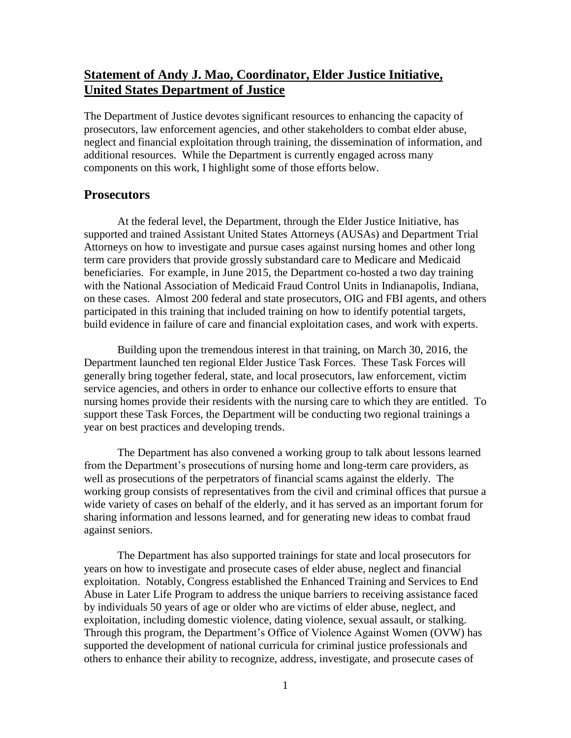## **Statement of Andy J. Mao, Coordinator, Elder Justice Initiative, United States Department of Justice**

The Department of Justice devotes significant resources to enhancing the capacity of prosecutors, law enforcement agencies, and other stakeholders to combat elder abuse, neglect and financial exploitation through training, the dissemination of information, and additional resources. While the Department is currently engaged across many components on this work, I highlight some of those efforts below.

## Prosecutors

At the federal level, the Department, through the Elder Justice Initiative, has supported and trained Assistant United States Attorneys (AUSAs) and Department Trial Attorneys on how to investigate and pursue cases against nursing homes and other long term care providers that provide grossly substandard care to Medicare and Medicaid beneficiaries. For example, in June 2015, the Department co-hosted a two day training with the National Association of Medicaid Fraud Control Units in Indianapolis, Indiana, on these cases. Almost 200 federal and state prosecutors, OIG and FBI agents, and others participated in this training that included training on how to identify potential targets, build evidence in failure of care and financial exploitation cases, and work with experts.

Building upon the tremendous interest in that training, on March 30, 2016, the Department launched ten regional Elder Justice Task Forces. These Task Forces will generally bring together federal, state, and local prosecutors, law enforcement, victim service agencies, and others in order to enhance our collective efforts to ensure that nursing homes provide their residents with the nursing care to which they are entitled. To support these Task Forces, the Department will be conducting two regional trainings a year on best practices and developing trends.

The Department has also convened a working group to talk about lessons learned from the Department's prosecutions of nursing home and long-term care providers, as well as prosecutions of the perpetrators of financial scams against the elderly. The working group consists of representatives from the civil and criminal offices that pursue a wide variety of cases on behalf of the elderly, and it has served as an important forum for sharing information and lessons learned, and for generating new ideas to combat fraud against seniors.

The Department has also supported trainings for state and local prosecutors for years on how to investigate and prosecute cases of elder abuse, neglect and financial exploitation. Notably, Congress established the Enhanced Training and Services to End Abuse in Later Life Program to address the unique barriers to receiving assistance faced by individuals 50 years of age or older who are victims of elder abuse, neglect, and exploitation, including domestic violence, dating violence, sexual assault, or stalking. Through this program, the Department's Office of Violence Against Women (OVW) has supported the development of national curricula for criminal justice professionals and others to enhance their ability to recognize, address, investigate, and prosecute cases of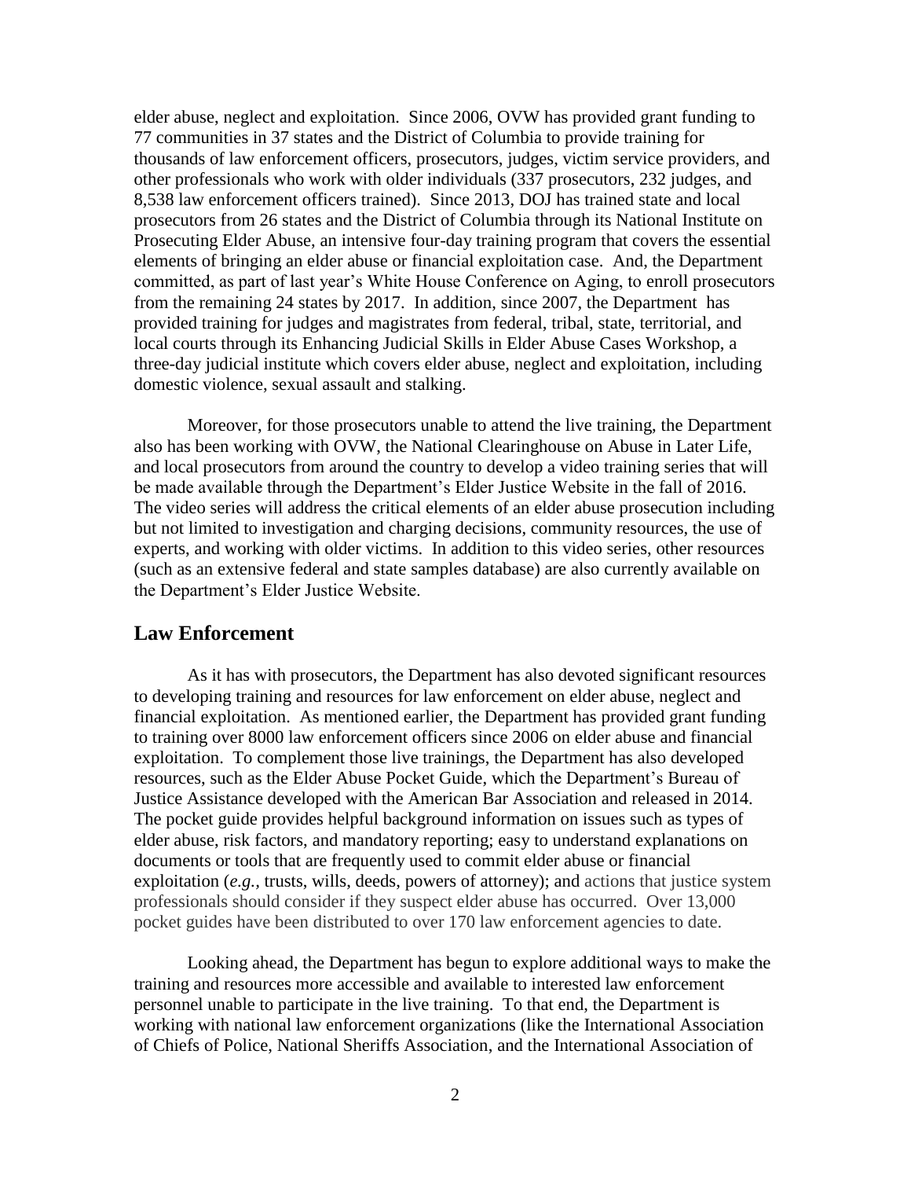elder abuse, neglect and exploitation. Since 2006, OVW has provided grant funding to 77 communities in 37 states and the District of Columbia to provide training for thousands of law enforcement officers, prosecutors, judges, victim service providers, and other professionals who work with older individuals (337 prosecutors, 232 judges, and 8,538 law enforcement officers trained). Since 2013, DOJ has trained state and local prosecutors from 26 states and the District of Columbia through its National Institute on Prosecuting Elder Abuse, an intensive four-day training program that covers the essential elements of bringing an elder abuse or financial exploitation case. And, the Department committed, as part of last year's White House Conference on Aging, to enroll prosecutors from the remaining 24 states by 2017. In addition, since 2007, the Department has provided training for judges and magistrates from federal, tribal, state, territorial, and local courts through its Enhancing Judicial Skills in Elder Abuse Cases Workshop, a three-day judicial institute which covers elder abuse, neglect and exploitation, including domestic violence, sexual assault and stalking.

Moreover, for those prosecutors unable to attend the live training, the Department also has been working with OVW, the National Clearinghouse on Abuse in Later Life, and local prosecutors from around the country to develop a video training series that will be made available through the Department's Elder Justice Website in the fall of 2016. The video series will address the critical elements of an elder abuse prosecution including but not limited to investigation and charging decisions, community resources, the use of experts, and working with older victims. In addition to this video series, other resources (such as an extensive federal and state samples database) are also currently available on the Department's Elder Justice Website.

## Law Enforcement

As it has with prosecutors, the Department has also devoted significant resources to developing training and resources for law enforcement on elder abuse, neglect and financial exploitation. As mentioned earlier, the Department has provided grant funding to training over 8000 law enforcement officers since 2006 on elder abuse and financial exploitation. To complement those live trainings, the Department has also developed resources, such as the Elder Abuse Pocket Guide, which the Department's Bureau of Justice Assistance developed with the American Bar Association and released in 2014. The pocket guide provides helpful background information on issues such as types of elder abuse, risk factors, and mandatory reporting; easy to understand explanations on documents or tools that are frequently used to commit elder abuse or financial exploitation (*e.g.*, trusts, wills, deeds, powers of attorney); and actions that justice system professionals should consider if they suspect elder abuse has occurred. Over 13,000 pocket guides have been distributed to over 170 law enforcement agencies to date.

Looking ahead, the Department has begun to explore additional ways to make the training and resources more accessible and available to interested law enforcement personnel unable to participate in the live training. To that end, the Department is working with national law enforcement organizations (like the International Association of Chiefs of Police, National Sheriffs Association, and the International Association of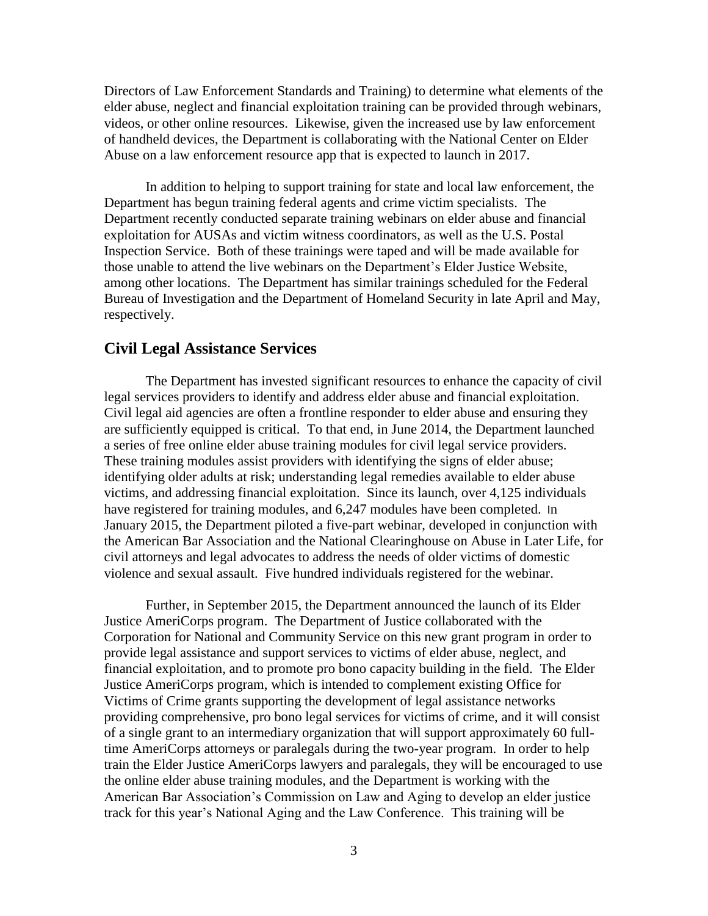Directors of Law Enforcement Standards and Training) to determine what elements of the elder abuse, neglect and financial exploitation training can be provided through webinars, videos, or other online resources. Likewise, given the increased use by law enforcement of handheld devices, the Department is collaborating with the National Center on Elder Abuse on a law enforcement resource app that is expected to launch in 2017.

In addition to helping to support training for state and local law enforcement, the Department has begun training federal agents and crime victim specialists. The Department recently conducted separate training webinars on elder abuse and financial exploitation for AUSAs and victim witness coordinators, as well as the U.S. Postal Inspection Service. Both of these trainings were taped and will be made available for those unable to attend the live webinars on the Department's Elder Justice Website, among other locations. The Department has similar trainings scheduled for the Federal Bureau of Investigation and the Department of Homeland Security in late April and May, respectively.

## Civil Legal Assistance Services

The Department has invested significant resources to enhance the capacity of civil legal services providers to identify and address elder abuse and financial exploitation. Civil legal aid agencies are often a frontline responder to elder abuse and ensuring they are sufficiently equipped is critical. To that end, in June 2014, the Department launched a series of free online elder abuse training modules for civil legal service providers. These training modules assist providers with identifying the signs of elder abuse; identifying older adults at risk; understanding legal remedies available to elder abuse victims, and addressing financial exploitation. Since its launch, over 4,125 individuals have registered for training modules, and 6,247 modules have been completed. In January 2015, the Department piloted a five-part webinar, developed in conjunction with the American Bar Association and the National Clearinghouse on Abuse in Later Life, for civil attorneys and legal advocates to address the needs of older victims of domestic violence and sexual assault. Five hundred individuals registered for the webinar.

Further, in September 2015, the Department announced the launch of its Elder Justice AmeriCorps program. The Department of Justice collaborated with the Corporation for National and Community Service on this new grant program in order to provide legal assistance and support services to victims of elder abuse, neglect, and financial exploitation, and to promote pro bono capacity building in the field. The Elder Justice AmeriCorps program, which is intended to complement existing Office for Victims of Crime grants supporting the development of legal assistance networks providing comprehensive, pro bono legal services for victims of crime, and it will consist of a single grant to an intermediary organization that will support approximately 60 full-time AmeriCorps attorneys or paralegals during the two-year program. In order to help train the Elder Justice AmeriCorps lawyers and paralegals, they will be encouraged to use the online elder abuse training modules, and the Department is working with the American Bar Association's Commission on Law and Aging to develop an elder justice track for this year's National Aging and the Law Conference. This training will be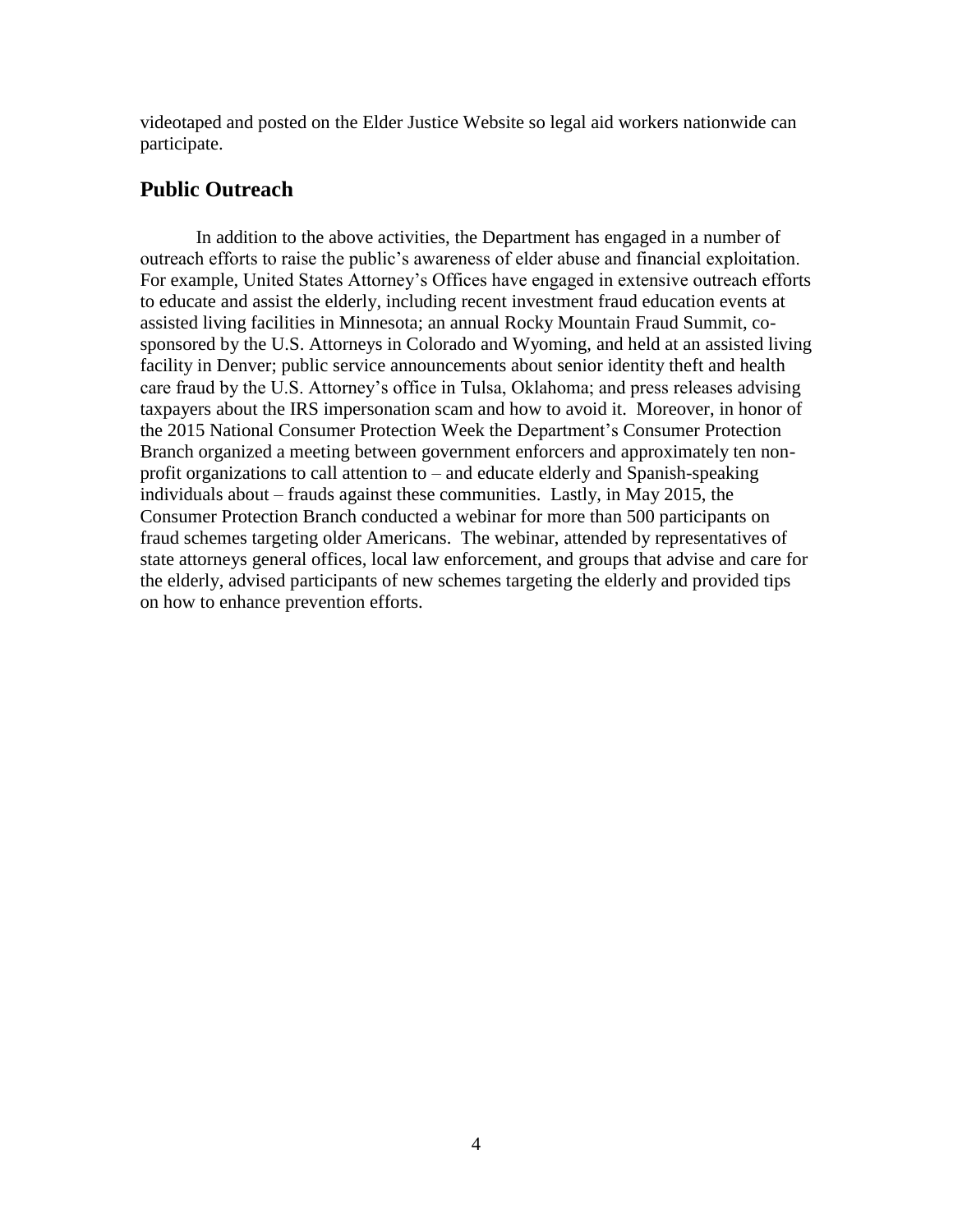videotaped and posted on the Elder Justice Website so legal aid workers nationwide can participate.

## Public Outreach

In addition to the above activities, the Department has engaged in a number of outreach efforts to raise the public's awareness of elder abuse and financial exploitation. For example, United States Attorney's Offices have engaged in extensive outreach efforts to educate and assist the elderly, including recent investment fraud education events at assisted living facilities in Minnesota; an annual Rocky Mountain Fraud Summit, co-sponsored by the U.S. Attorneys in Colorado and Wyoming, and held at an assisted living facility in Denver; public service announcements about senior identity theft and health care fraud by the U.S. Attorney's office in Tulsa, Oklahoma; and press releases advising taxpayers about the IRS impersonation scam and how to avoid it. Moreover, in honor of the 2015 National Consumer Protection Week the Department's Consumer Protection Branch organized a meeting between government enforcers and approximately ten non-profit organizations to call attention to – and educate elderly and Spanish-speaking individuals about – frauds against these communities. Lastly, in May 2015, the Consumer Protection Branch conducted a webinar for more than 500 participants on fraud schemes targeting older Americans. The webinar, attended by representatives of state attorneys general offices, local law enforcement, and groups that advise and care for the elderly, advised participants of new schemes targeting the elderly and provided tips on how to enhance prevention efforts.